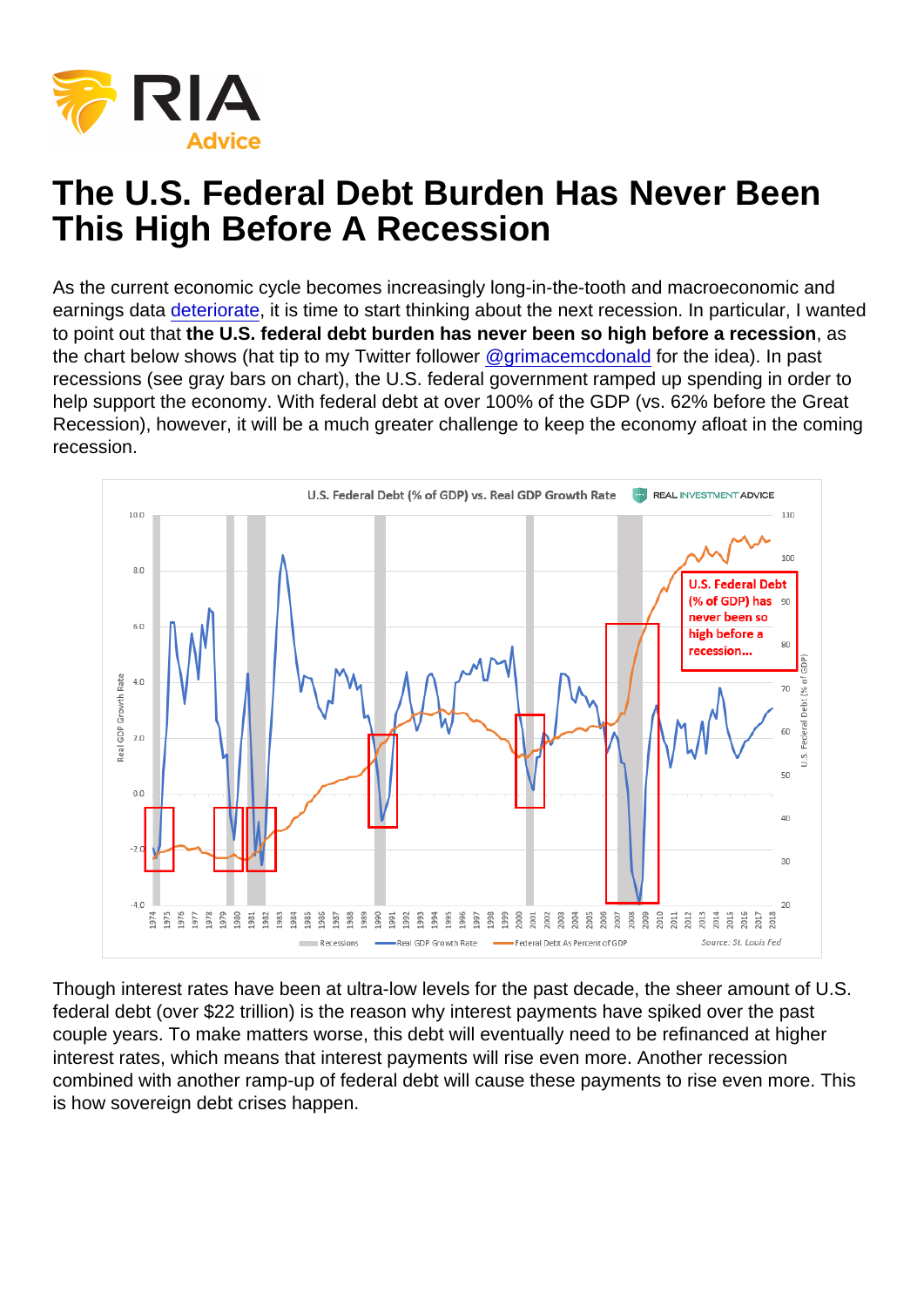# The U.S. Federal Debt Burden Has Never Been This High Before A Recession

As the current economic cycle becomes increasingly long-in-the-tooth and macroeconomic and earnings data deteriorate, it is time to start thinking about the next recession. In particular, I wanted to point out that **the U.S. federal debt burden has never been so high before a recession**, as the chart below shows (hat tip to my Twitter follower @grimacemcdonald for the idea). In past recessions (see gray bars on chart), the U.S. federal government ramped up spending in order to help support the economy. With federal debt at over 100% of the GDP (vs. 62% before the Great Recession), however, it will be a much greater challenge to keep the economy afloat in the coming recession.

Though interest rates have been at ultra-low levels for the past decade, the sheer amount of U.S. federal debt (over $22 trillion) is the reason why interest payments have spiked over the past couple years. To make matters worse, this debt will eventually need to be refinanced at higher interest rates, which means that interest payments will rise even more. Another recession combined with another ramp-up of federal debt will cause these payments to rise even more. This is how sovereign debt crises happen.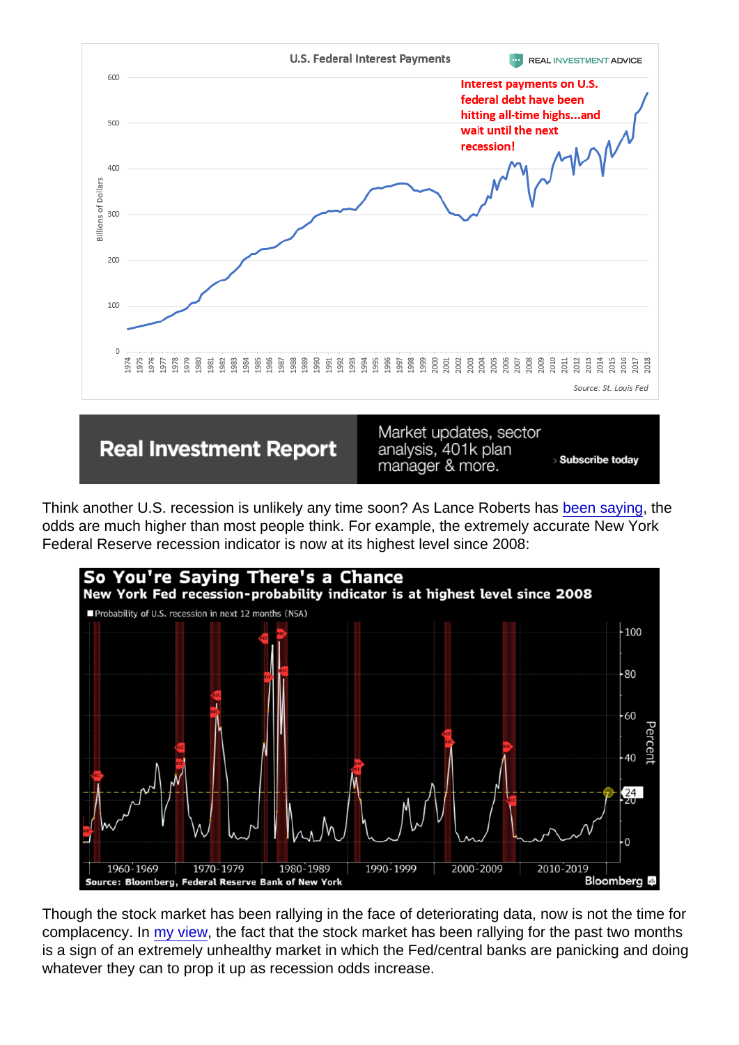Think another U.S. recession is unlikely any time soon? As Lance Roberts has been saying, the odds are much higher than most people think. For example, the extremely accurate New York Federal Reserve recession indicator is now at its highest level since 2008:

Though the stock market has been rallying in the face of deteriorating data, now is not the time for complacency. In my view, the fact that the stock market has been rallying for the past two months is a sign of an extremely unhealthy market in which the Fed/central banks are panicking and doing whatever they can to prop it up as recession odds increase.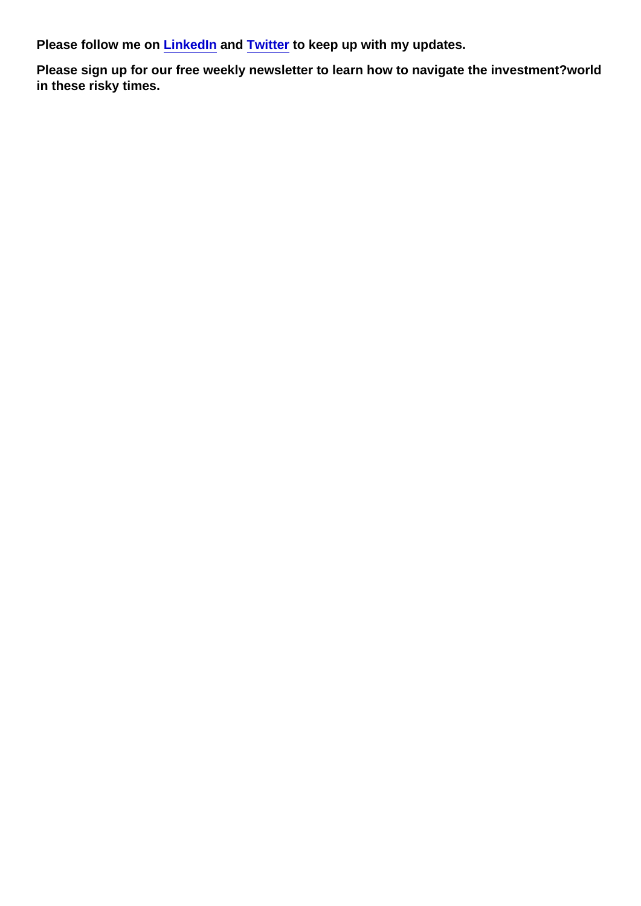**Please follow me on [LinkedIn] and [Twitter] to keep up with my updates.**

**Please sign up for our free weekly newsletter to learn how to navigate the investment?world in these risky times.**